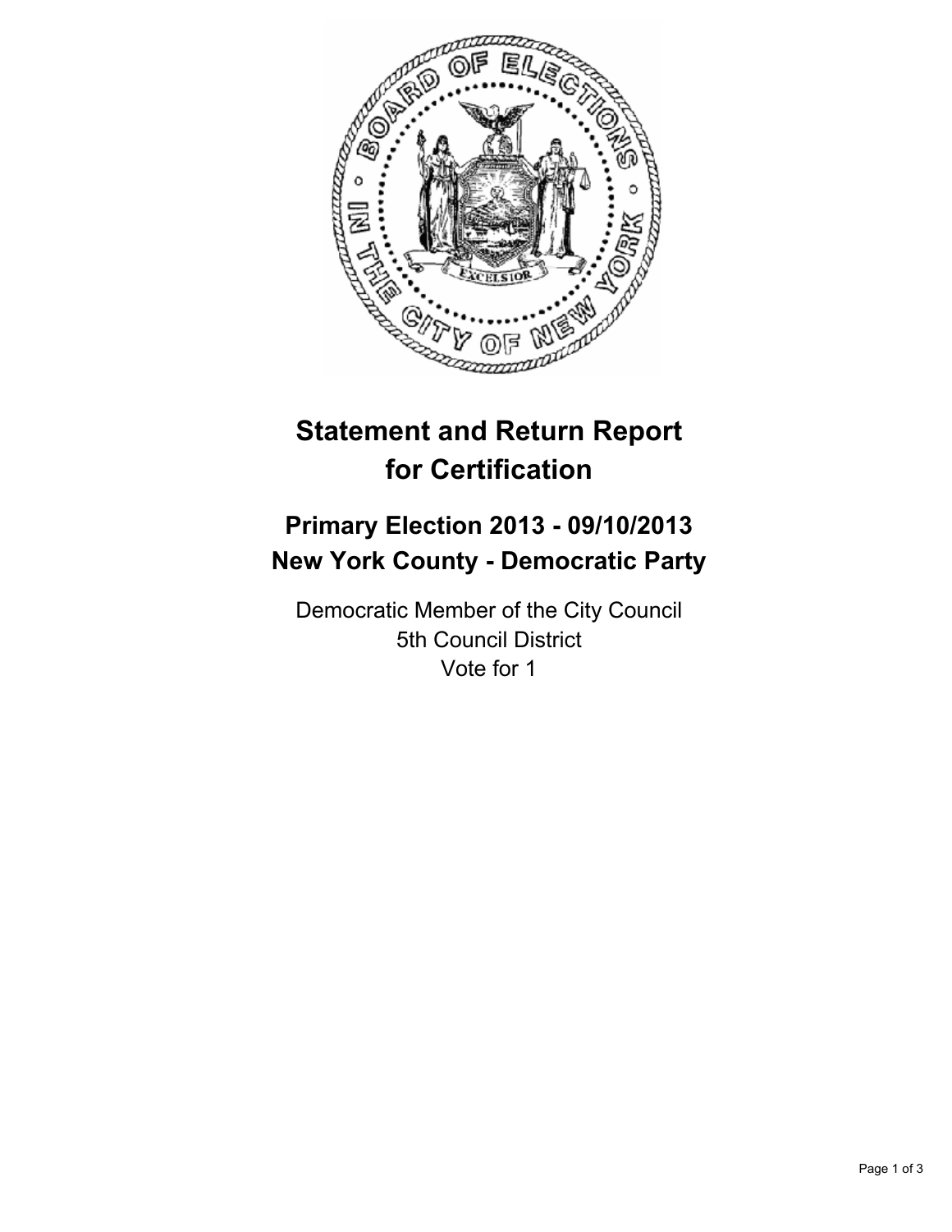# Statement and Return Report for Certification

## Primary Election 2013 - 09/10/2013
## New York County - Democratic Party

Democratic Member of the City Council
5th Council District
Vote for 1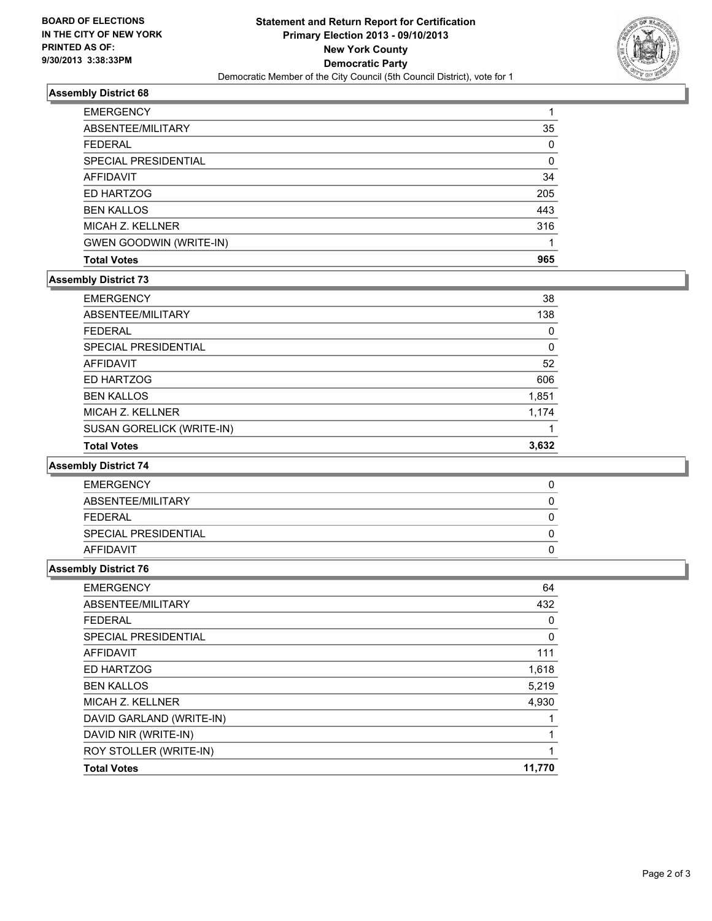BOARD OF ELECTIONS
IN THE CITY OF NEW YORK
PRINTED AS OF:
9/30/2013 3:38:33PM

**Statement and Return Report for Certification**
**Primary Election 2013 - 09/10/2013**
**New York County**
**Democratic Party**
Democratic Member of the City Council (5th Council District), vote for 1

### Assembly District 68

| | |
|---|---|
| EMERGENCY | 1 |
| ABSENTEE/MILITARY | 35 |
| FEDERAL | 0 |
| SPECIAL PRESIDENTIAL | 0 |
| AFFIDAVIT | 34 |
| ED HARTZOG | 205 |
| BEN KALLOS | 443 |
| MICAH Z. KELLNER | 316 |
| GWEN GOODWIN (WRITE-IN) | 1 |
| **Total Votes** | **965** |

### Assembly District 73

| | |
|---|---|
| EMERGENCY | 38 |
| ABSENTEE/MILITARY | 138 |
| FEDERAL | 0 |
| SPECIAL PRESIDENTIAL | 0 |
| AFFIDAVIT | 52 |
| ED HARTZOG | 606 |
| BEN KALLOS | 1,851 |
| MICAH Z. KELLNER | 1,174 |
| SUSAN GORELICK (WRITE-IN) | 1 |
| **Total Votes** | **3,632** |

### Assembly District 74

| | |
|---|---|
| EMERGENCY | 0 |
| ABSENTEE/MILITARY | 0 |
| FEDERAL | 0 |
| SPECIAL PRESIDENTIAL | 0 |
| AFFIDAVIT | 0 |

### Assembly District 76

| | |
|---|---|
| EMERGENCY | 64 |
| ABSENTEE/MILITARY | 432 |
| FEDERAL | 0 |
| SPECIAL PRESIDENTIAL | 0 |
| AFFIDAVIT | 111 |
| ED HARTZOG | 1,618 |
| BEN KALLOS | 5,219 |
| MICAH Z. KELLNER | 4,930 |
| DAVID GARLAND (WRITE-IN) | 1 |
| DAVID NIR (WRITE-IN) | 1 |
| ROY STOLLER (WRITE-IN) | 1 |
| **Total Votes** | **11,770** |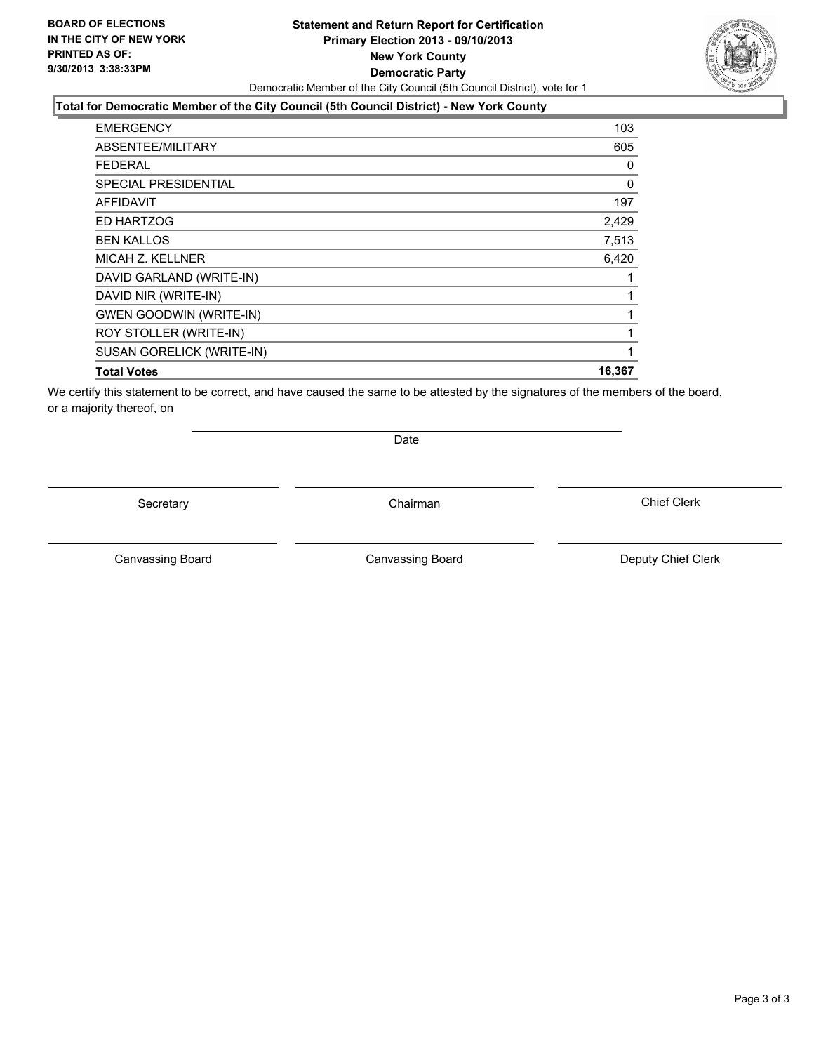BOARD OF ELECTIONS
IN THE CITY OF NEW YORK
PRINTED AS OF:
9/30/2013 3:38:33PM

**Statement and Return Report for Certification**
**Primary Election 2013 - 09/10/2013**
**New York County**
**Democratic Party**
Democratic Member of the City Council (5th Council District), vote for 1

**Total for Democratic Member of the City Council (5th Council District) - New York County**

| | |
|---|---|
| EMERGENCY | 103 |
| ABSENTEE/MILITARY | 605 |
| FEDERAL | 0 |
| SPECIAL PRESIDENTIAL | 0 |
| AFFIDAVIT | 197 |
| ED HARTZOG | 2,429 |
| BEN KALLOS | 7,513 |
| MICAH Z. KELLNER | 6,420 |
| DAVID GARLAND (WRITE-IN) | 1 |
| DAVID NIR (WRITE-IN) | 1 |
| GWEN GOODWIN (WRITE-IN) | 1 |
| ROY STOLLER (WRITE-IN) | 1 |
| SUSAN GORELICK (WRITE-IN) | 1 |
| **Total Votes** | **16,367** |

We certify this statement to be correct, and have caused the same to be attested by the signatures of the members of the board, or a majority thereof, on

Date

Secretary | Chairman | Chief Clerk

Canvassing Board | Canvassing Board | Deputy Chief Clerk